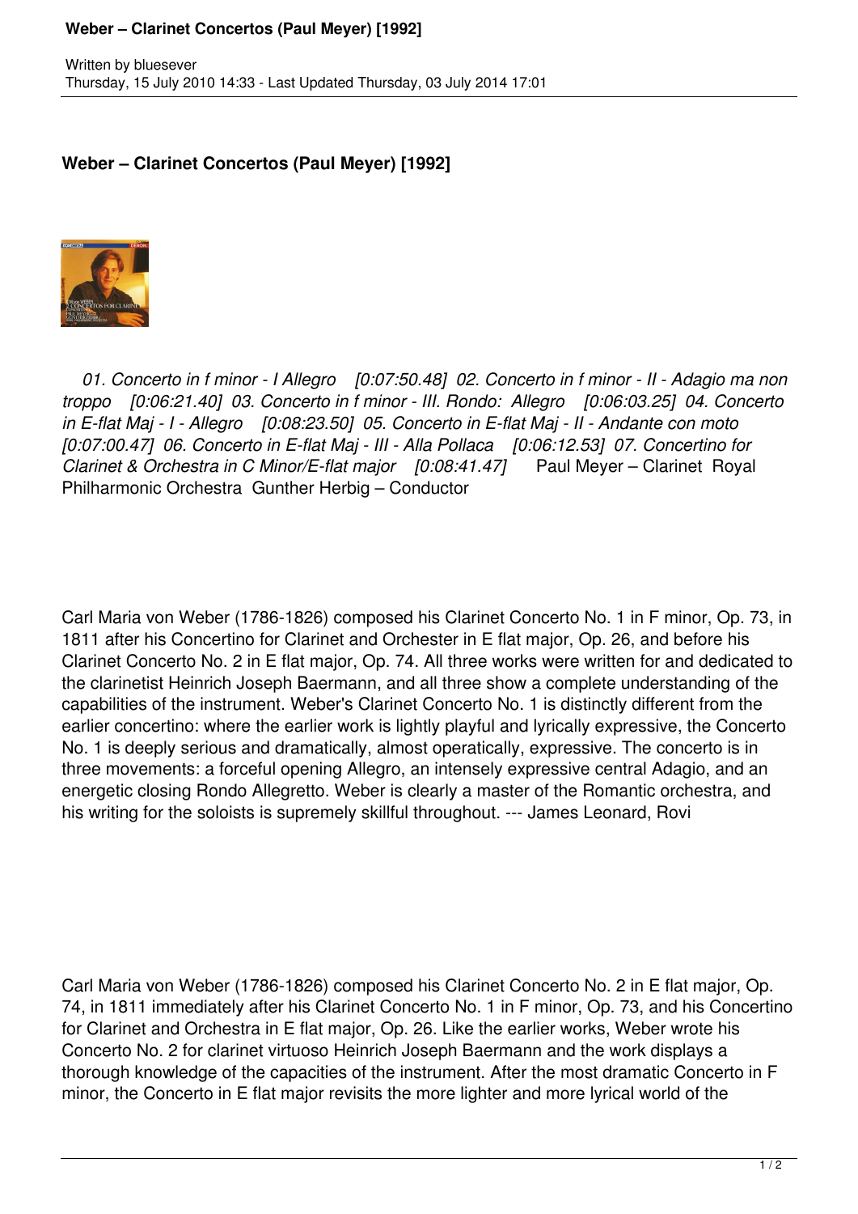# Weber – Clarinet Concertos (Paul Meyer) [1992]

Written by bluesever
Thursday, 15 July 2010 14:33 - Last Updated Thursday, 03 July 2014 17:01

## Weber – Clarinet Concertos (Paul Meyer) [1992]

*01. Concerto in f minor - I Allegro [0:07:50.48] 02. Concerto in f minor - II - Adagio ma non troppo [0:06:21.40] 03. Concerto in f minor - III. Rondo: Allegro [0:06:03.25] 04. Concerto in E-flat Maj - I - Allegro [0:08:23.50] 05. Concerto in E-flat Maj - II - Andante con moto [0:07:00.47] 06. Concerto in E-flat Maj - III - Alla Pollaca [0:06:12.53] 07. Concertino for Clarinet & Orchestra in C Minor/E-flat major [0:08:41.47]* Paul Meyer – Clarinet Royal Philharmonic Orchestra Gunther Herbig – Conductor

Carl Maria von Weber (1786-1826) composed his Clarinet Concerto No. 1 in F minor, Op. 73, in 1811 after his Concertino for Clarinet and Orchester in E flat major, Op. 26, and before his Clarinet Concerto No. 2 in E flat major, Op. 74. All three works were written for and dedicated to the clarinetist Heinrich Joseph Baermann, and all three show a complete understanding of the capabilities of the instrument. Weber's Clarinet Concerto No. 1 is distinctly different from the earlier concertino: where the earlier work is lightly playful and lyrically expressive, the Concerto No. 1 is deeply serious and dramatically, almost operatically, expressive. The concerto is in three movements: a forceful opening Allegro, an intensely expressive central Adagio, and an energetic closing Rondo Allegretto. Weber is clearly a master of the Romantic orchestra, and his writing for the soloists is supremely skillful throughout. --- James Leonard, Rovi

Carl Maria von Weber (1786-1826) composed his Clarinet Concerto No. 2 in E flat major, Op. 74, in 1811 immediately after his Clarinet Concerto No. 1 in F minor, Op. 73, and his Concertino for Clarinet and Orchestra in E flat major, Op. 26. Like the earlier works, Weber wrote his Concerto No. 2 for clarinet virtuoso Heinrich Joseph Baermann and the work displays a thorough knowledge of the capacities of the instrument. After the most dramatic Concerto in F minor, the Concerto in E flat major revisits the more lighter and more lyrical world of the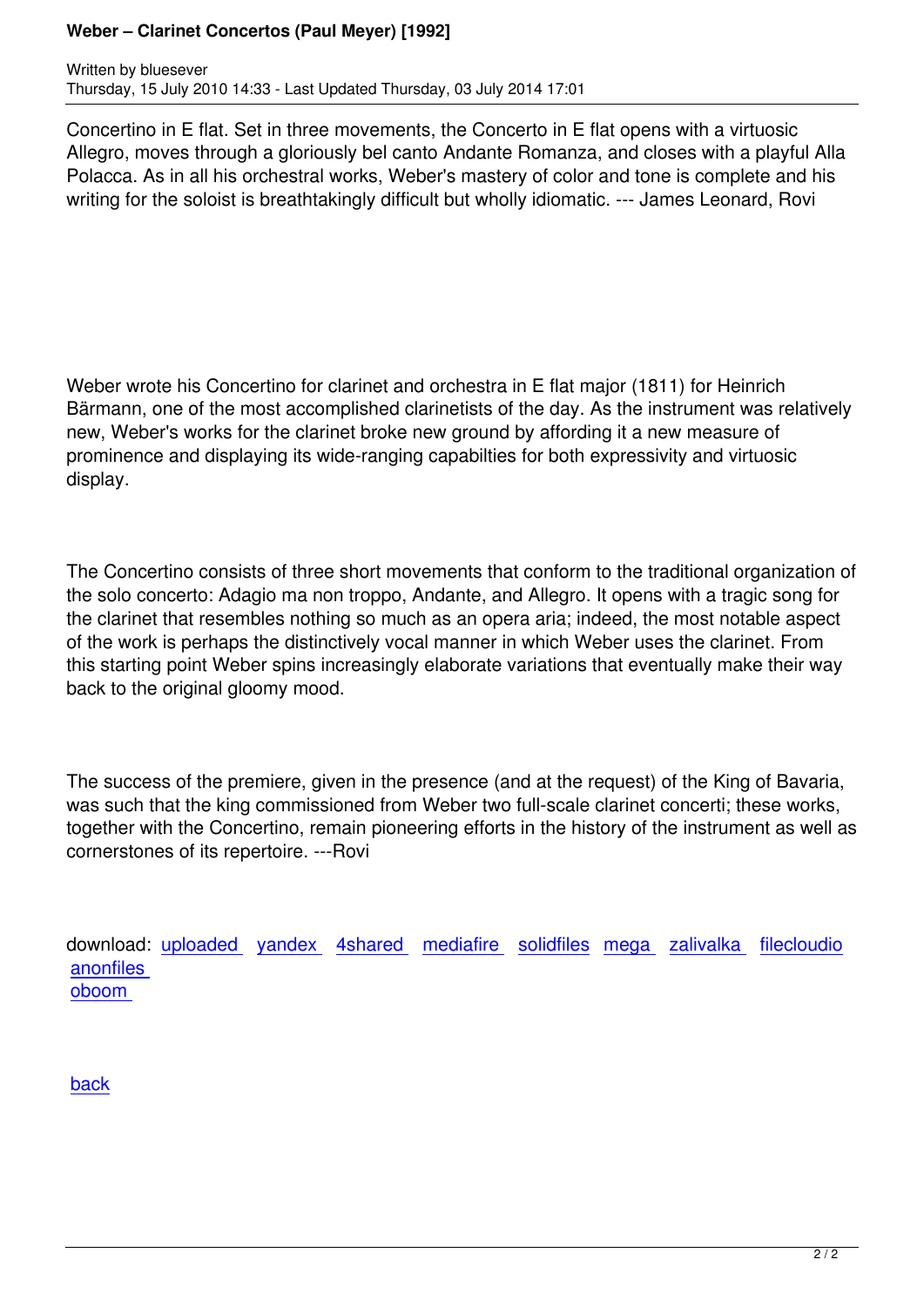Concertino in E flat. Set in three movements, the Concerto in E flat opens with a virtuosic Allegro, moves through a gloriously bel canto Andante Romanza, and closes with a playful Alla Polacca. As in all his orchestral works, Weber's mastery of color and tone is complete and his writing for the soloist is breathtakingly difficult but wholly idiomatic. --- James Leonard, Rovi

Weber wrote his Concertino for clarinet and orchestra in E flat major (1811) for Heinrich Bärmann, one of the most accomplished clarinetists of the day. As the instrument was relatively new, Weber's works for the clarinet broke new ground by affording it a new measure of prominence and displaying its wide-ranging capabilties for both expressivity and virtuosic display.

The Concertino consists of three short movements that conform to the traditional organization of the solo concerto: Adagio ma non troppo, Andante, and Allegro. It opens with a tragic song for the clarinet that resembles nothing so much as an opera aria; indeed, the most notable aspect of the work is perhaps the distinctively vocal manner in which Weber uses the clarinet. From this starting point Weber spins increasingly elaborate variations that eventually make their way back to the original gloomy mood.

The success of the premiere, given in the presence (and at the request) of the King of Bavaria, was such that the king commissioned from Weber two full-scale clarinet concerti; these works, together with the Concertino, remain pioneering efforts in the history of the instrument as well as cornerstones of its repertoire. ---Rovi

download: uploaded yandex 4shared mediafire solidfiles mega zalivalka filecloudio anonfiles oboom

back